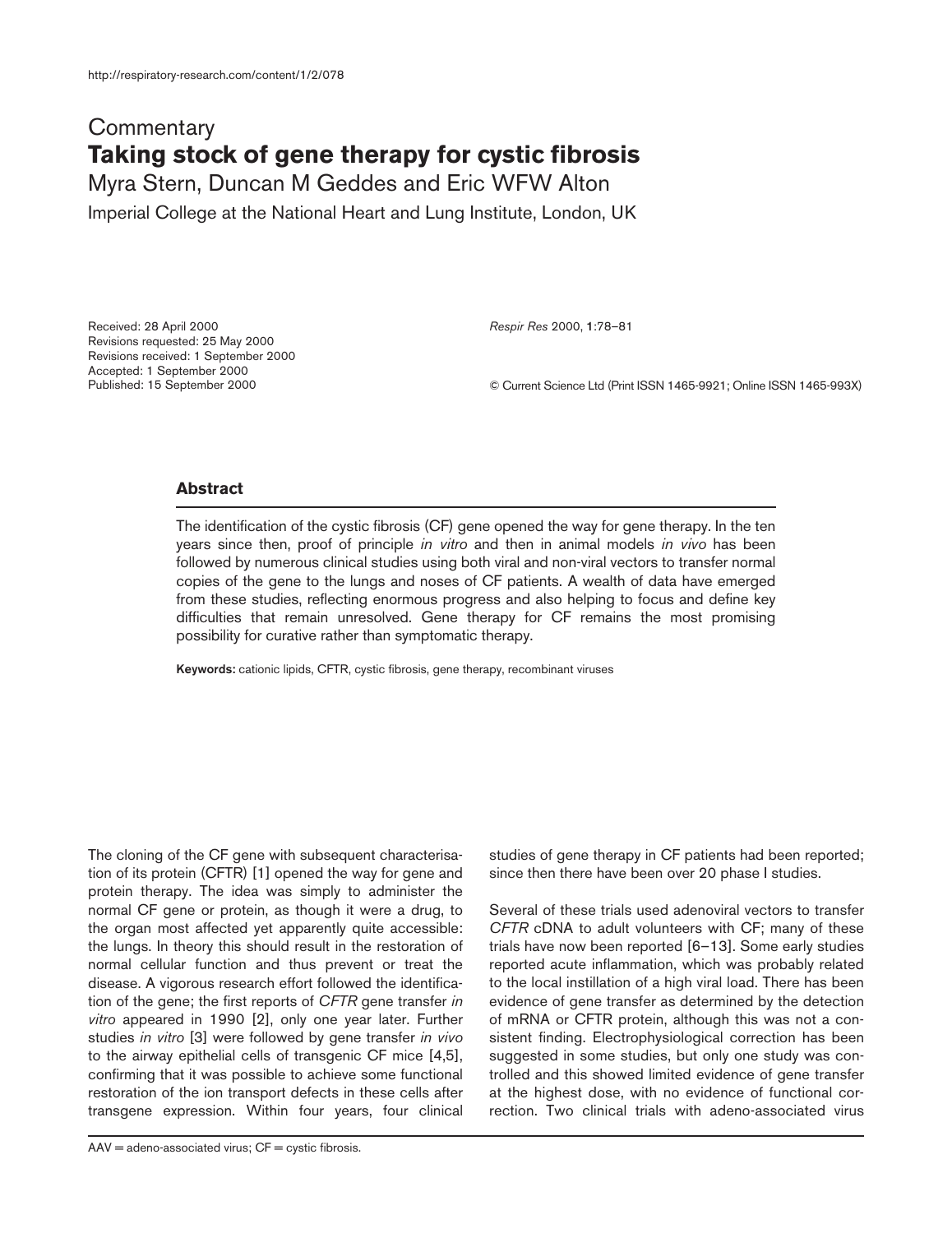http://respiratory-research.com/content/1/2/078

Commentary

# Taking stock of gene therapy for cystic fibrosis

Myra Stern, Duncan M Geddes and Eric WFW Alton

Imperial College at the National Heart and Lung Institute, London, UK

Received: 28 April 2000
Revisions requested: 25 May 2000
Revisions received: 1 September 2000
Accepted: 1 September 2000
Published: 15 September 2000

*Respir Res* 2000, **1**:78–81

© Current Science Ltd (Print ISSN 1465-9921; Online ISSN 1465-993X)

## Abstract

The identification of the cystic fibrosis (CF) gene opened the way for gene therapy. In the ten years since then, proof of principle *in vitro* and then in animal models *in vivo* has been followed by numerous clinical studies using both viral and non-viral vectors to transfer normal copies of the gene to the lungs and noses of CF patients. A wealth of data have emerged from these studies, reflecting enormous progress and also helping to focus and define key difficulties that remain unresolved. Gene therapy for CF remains the most promising possibility for curative rather than symptomatic therapy.

**Keywords:** cationic lipids, CFTR, cystic fibrosis, gene therapy, recombinant viruses

The cloning of the CF gene with subsequent characterisation of its protein (CFTR) [1] opened the way for gene and protein therapy. The idea was simply to administer the normal CF gene or protein, as though it were a drug, to the organ most affected yet apparently quite accessible: the lungs. In theory this should result in the restoration of normal cellular function and thus prevent or treat the disease. A vigorous research effort followed the identification of the gene; the first reports of *CFTR* gene transfer *in vitro* appeared in 1990 [2], only one year later. Further studies *in vitro* [3] were followed by gene transfer *in vivo* to the airway epithelial cells of transgenic CF mice [4,5], confirming that it was possible to achieve some functional restoration of the ion transport defects in these cells after transgene expression. Within four years, four clinical studies of gene therapy in CF patients had been reported; since then there have been over 20 phase I studies.

Several of these trials used adenoviral vectors to transfer *CFTR* cDNA to adult volunteers with CF; many of these trials have now been reported [6–13]. Some early studies reported acute inflammation, which was probably related to the local instillation of a high viral load. There has been evidence of gene transfer as determined by the detection of mRNA or CFTR protein, although this was not a consistent finding. Electrophysiological correction has been suggested in some studies, but only one study was controlled and this showed limited evidence of gene transfer at the highest dose, with no evidence of functional correction. Two clinical trials with adeno-associated virus

AAV = adeno-associated virus; CF = cystic fibrosis.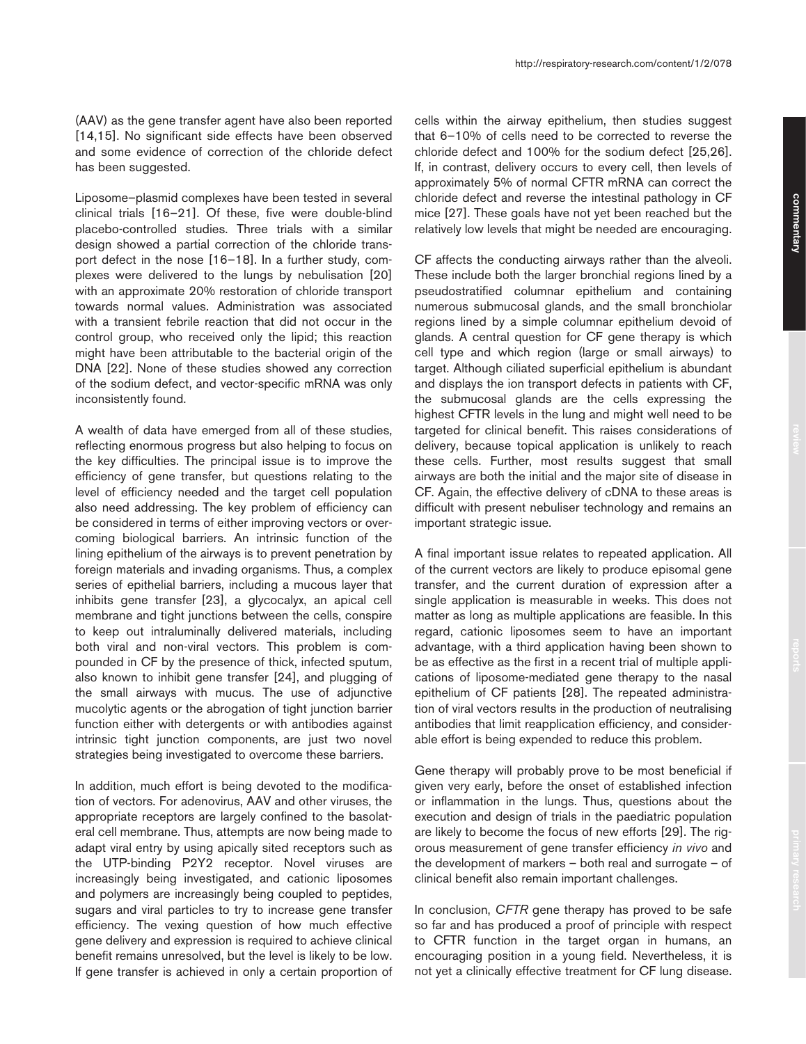(AAV) as the gene transfer agent have also been reported [14,15]. No significant side effects have been observed and some evidence of correction of the chloride defect has been suggested.

Liposome–plasmid complexes have been tested in several clinical trials [16–21]. Of these, five were double-blind placebo-controlled studies. Three trials with a similar design showed a partial correction of the chloride transport defect in the nose [16–18]. In a further study, complexes were delivered to the lungs by nebulisation [20] with an approximate 20% restoration of chloride transport towards normal values. Administration was associated with a transient febrile reaction that did not occur in the control group, who received only the lipid; this reaction might have been attributable to the bacterial origin of the DNA [22]. None of these studies showed any correction of the sodium defect, and vector-specific mRNA was only inconsistently found.

A wealth of data have emerged from all of these studies, reflecting enormous progress but also helping to focus on the key difficulties. The principal issue is to improve the efficiency of gene transfer, but questions relating to the level of efficiency needed and the target cell population also need addressing. The key problem of efficiency can be considered in terms of either improving vectors or overcoming biological barriers. An intrinsic function of the lining epithelium of the airways is to prevent penetration by foreign materials and invading organisms. Thus, a complex series of epithelial barriers, including a mucous layer that inhibits gene transfer [23], a glycocalyx, an apical cell membrane and tight junctions between the cells, conspire to keep out intraluminally delivered materials, including both viral and non-viral vectors. This problem is compounded in CF by the presence of thick, infected sputum, also known to inhibit gene transfer [24], and plugging of the small airways with mucus. The use of adjunctive mucolytic agents or the abrogation of tight junction barrier function either with detergents or with antibodies against intrinsic tight junction components, are just two novel strategies being investigated to overcome these barriers.

In addition, much effort is being devoted to the modification of vectors. For adenovirus, AAV and other viruses, the appropriate receptors are largely confined to the basolateral cell membrane. Thus, attempts are now being made to adapt viral entry by using apically sited receptors such as the UTP-binding P2Y2 receptor. Novel viruses are increasingly being investigated, and cationic liposomes and polymers are increasingly being coupled to peptides, sugars and viral particles to try to increase gene transfer efficiency. The vexing question of how much effective gene delivery and expression is required to achieve clinical benefit remains unresolved, but the level is likely to be low. If gene transfer is achieved in only a certain proportion of cells within the airway epithelium, then studies suggest that 6–10% of cells need to be corrected to reverse the chloride defect and 100% for the sodium defect [25,26]. If, in contrast, delivery occurs to every cell, then levels of approximately 5% of normal CFTR mRNA can correct the chloride defect and reverse the intestinal pathology in CF mice [27]. These goals have not yet been reached but the relatively low levels that might be needed are encouraging.

CF affects the conducting airways rather than the alveoli. These include both the larger bronchial regions lined by a pseudostratified columnar epithelium and containing numerous submucosal glands, and the small bronchiolar regions lined by a simple columnar epithelium devoid of glands. A central question for CF gene therapy is which cell type and which region (large or small airways) to target. Although ciliated superficial epithelium is abundant and displays the ion transport defects in patients with CF, the submucosal glands are the cells expressing the highest CFTR levels in the lung and might well need to be targeted for clinical benefit. This raises considerations of delivery, because topical application is unlikely to reach these cells. Further, most results suggest that small airways are both the initial and the major site of disease in CF. Again, the effective delivery of cDNA to these areas is difficult with present nebuliser technology and remains an important strategic issue.

A final important issue relates to repeated application. All of the current vectors are likely to produce episomal gene transfer, and the current duration of expression after a single application is measurable in weeks. This does not matter as long as multiple applications are feasible. In this regard, cationic liposomes seem to have an important advantage, with a third application having been shown to be as effective as the first in a recent trial of multiple applications of liposome-mediated gene therapy to the nasal epithelium of CF patients [28]. The repeated administration of viral vectors results in the production of neutralising antibodies that limit reapplication efficiency, and considerable effort is being expended to reduce this problem.

Gene therapy will probably prove to be most beneficial if given very early, before the onset of established infection or inflammation in the lungs. Thus, questions about the execution and design of trials in the paediatric population are likely to become the focus of new efforts [29]. The rigorous measurement of gene transfer efficiency *in vivo* and the development of markers – both real and surrogate – of clinical benefit also remain important challenges.

In conclusion, *CFTR* gene therapy has proved to be safe so far and has produced a proof of principle with respect to CFTR function in the target organ in humans, an encouraging position in a young field. Nevertheless, it is not yet a clinically effective treatment for CF lung disease.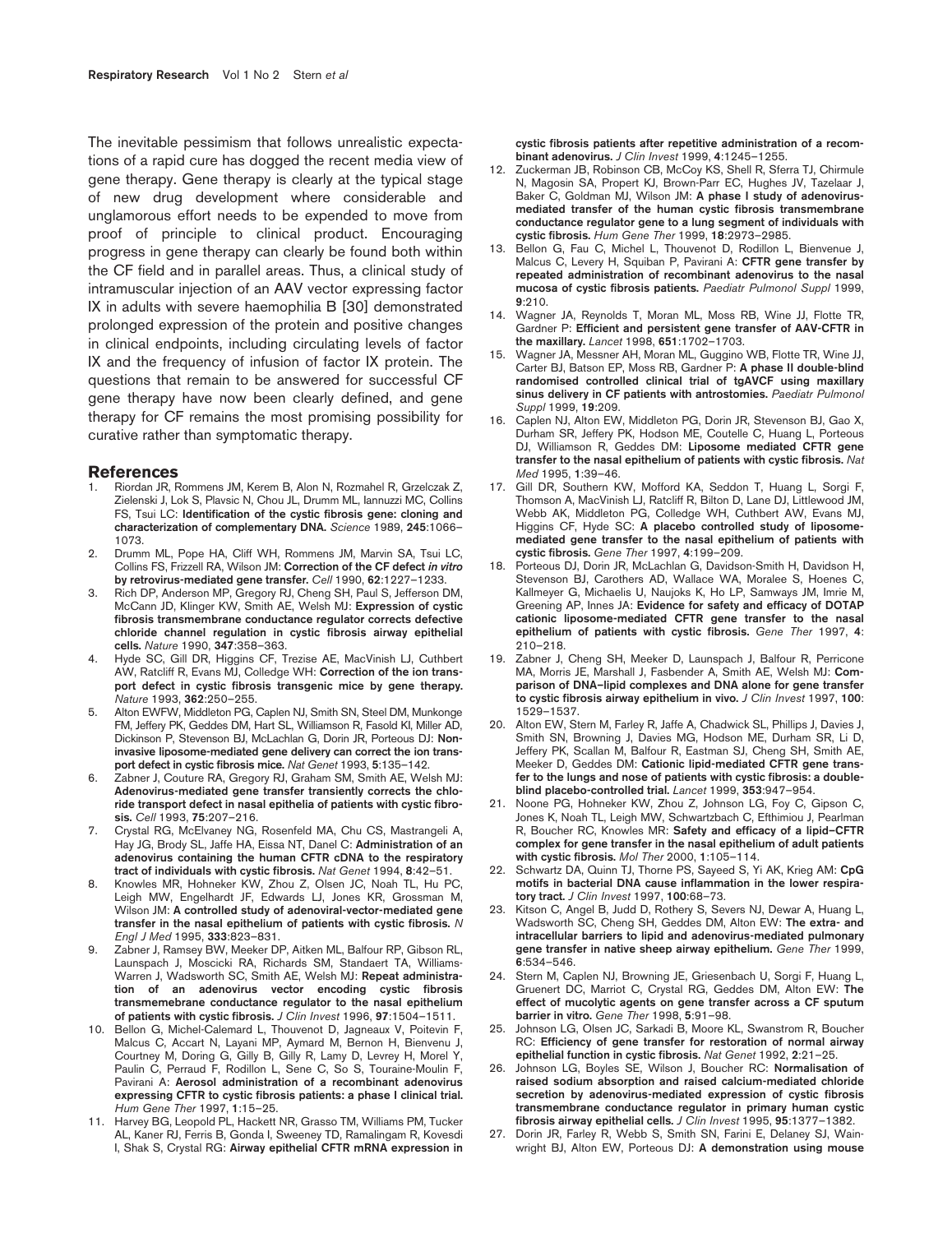The inevitable pessimism that follows unrealistic expectations of a rapid cure has dogged the recent media view of gene therapy. Gene therapy is clearly at the typical stage of new drug development where considerable and unglamorous effort needs to be expended to move from proof of principle to clinical product. Encouraging progress in gene therapy can clearly be found both within the CF field and in parallel areas. Thus, a clinical study of intramuscular injection of an AAV vector expressing factor IX in adults with severe haemophilia B [30] demonstrated prolonged expression of the protein and positive changes in clinical endpoints, including circulating levels of factor IX and the frequency of infusion of factor IX protein. The questions that remain to be answered for successful CF gene therapy have now been clearly defined, and gene therapy for CF remains the most promising possibility for curative rather than symptomatic therapy.

## References

1. Riordan JR, Rommens JM, Kerem B, Alon N, Rozmahel R, Grzelczak Z, Zielenski J, Lok S, Plavsic N, Chou JL, Drumm ML, Iannuzzi MC, Collins FS, Tsui LC: **Identification of the cystic fibrosis gene: cloning and characterization of complementary DNA.** *Science* 1989, **245**:1066–1073.
2. Drumm ML, Pope HA, Cliff WH, Rommens JM, Marvin SA, Tsui LC, Collins FS, Frizzell RA, Wilson JM: **Correction of the CF defect *in vitro* by retrovirus-mediated gene transfer.** *Cell* 1990, **62**:1227–1233.
3. Rich DP, Anderson MP, Gregory RJ, Cheng SH, Paul S, Jefferson DM, McCann JD, Klinger KW, Smith AE, Welsh MJ: **Expression of cystic fibrosis transmembrane conductance regulator corrects defective chloride channel regulation in cystic fibrosis airway epithelial cells.** *Nature* 1990, **347**:358–363.
4. Hyde SC, Gill DR, Higgins CF, Trezise AE, MacVinish LJ, Cuthbert AW, Ratcliff R, Evans MJ, Colledge WH: **Correction of the ion transport defect in cystic fibrosis transgenic mice by gene therapy.** *Nature* 1993, **362**:250–255.
5. Alton EWFW, Middleton PG, Caplen NJ, Smith SN, Steel DM, Munkonge FM, Jeffery PK, Geddes DM, Hart SL, Williamson R, Fasold KI, Miller AD, Dickinson P, Stevenson BJ, McLachlan G, Dorin JR, Porteus DJ: **Non-invasive liposome-mediated gene delivery can correct the ion transport defect in cystic fibrosis mice.** *Nat Genet* 1993, **5**:135–142.
6. Zabner J, Couture RA, Gregory RJ, Graham SM, Smith AE, Welsh MJ: **Adenovirus-mediated gene transfer transiently corrects the chloride transport defect in nasal epithelia of patients with cystic fibrosis.** *Cell* 1993, **75**:207–216.
7. Crystal RG, McElvaney NG, Rosenfeld MA, Chu CS, Mastrangeli A, Hay JG, Brody SL, Jaffe HA, Eissa NT, Danel C: **Administration of an adenovirus containing the human CFTR cDNA to the respiratory tract of individuals with cystic fibrosis.** *Nat Genet* 1994, **8**:42–51.
8. Knowles MR, Hohneker KW, Zhou Z, Olsen JC, Noah TL, Hu PC, Leigh MW, Engelhardt JF, Edwards LJ, Jones KR, Grossman M, Wilson JM: **A controlled study of adenoviral-vector-mediated gene transfer in the nasal epithelium of patients with cystic fibrosis.** *N Engl J Med* 1995, **333**:823–831.
9. Zabner J, Ramsey BW, Meeker DP, Aitken ML, Balfour RP, Gibson RL, Launspach J, Moscicki RA, Richards SM, Standaert TA, Williams-Warren J, Wadsworth SC, Smith AE, Welsh MJ: **Repeat administration of an adenovirus vector encoding cystic fibrosis transmemebrane conductance regulator to the nasal epithelium of patients with cystic fibrosis.** *J Clin Invest* 1996, **97**:1504–1511.
10. Bellon G, Michel-Calemard L, Thouvenot D, Jagneaux V, Poitevin F, Malcus C, Accart N, Layani MP, Aymard M, Bernon H, Bienvenu J, Courtney M, Doring G, Gilly B, Gilly R, Lamy D, Levrey H, Morel Y, Paulin C, Perraud F, Rodillon L, Sene C, So S, Touraine-Moulin F, Pavirani A: **Aerosol administration of a recombinant adenovirus expressing CFTR to cystic fibrosis patients: a phase I clinical trial.** *Hum Gene Ther* 1997, **1**:15–25.
11. Harvey BG, Leopold PL, Hackett NR, Grasso TM, Williams PM, Tucker AL, Kaner RJ, Ferris B, Gonda I, Sweeney TD, Ramalingam R, Kovesdi I, Shak S, Crystal RG: **Airway epithelial CFTR mRNA expression in cystic fibrosis patients after repetitive administration of a recombinant adenovirus.** *J Clin Invest* 1999, **4**:1245–1255.
12. Zuckerman JB, Robinson CB, McCoy KS, Shell R, Sferra TJ, Chirmule N, Magosin SA, Propert KJ, Brown-Parr EC, Hughes JV, Tazelaar J, Baker C, Goldman MJ, Wilson JM: **A phase I study of adenovirus-mediated transfer of the human cystic fibrosis transmembrane conductance regulator gene to a lung segment of individuals with cystic fibrosis.** *Hum Gene Ther* 1999, **18**:2973–2985.
13. Bellon G, Fau C, Michel L, Thouvenot D, Rodillon L, Bienvenue J, Malcus C, Levery H, Squiban P, Pavirani A: **CFTR gene transfer by repeated administration of recombinant adenovirus to the nasal mucosa of cystic fibrosis patients.** *Paediatr Pulmonol Suppl* 1999, **9**:210.
14. Wagner JA, Reynolds T, Moran ML, Moss RB, Wine JJ, Flotte TR, Gardner P: **Efficient and persistent gene transfer of AAV-CFTR in the maxillary.** *Lancet* 1998, **651**:1702–1703.
15. Wagner JA, Messner AH, Moran ML, Guggino WB, Flotte TR, Wine JJ, Carter BJ, Batson EP, Moss RB, Gardner P: **A phase II double-blind randomised controlled clinical trial of tgAVCF using maxillary sinus delivery in CF patients with antrostomies.** *Paediatr Pulmonol Suppl* 1999, **19**:209.
16. Caplen NJ, Alton EW, Middleton PG, Dorin JR, Stevenson BJ, Gao X, Durham SR, Jeffery PK, Hodson ME, Coutelle C, Huang L, Porteous DJ, Williamson R, Geddes DM: **Liposome mediated CFTR gene transfer to the nasal epithelium of patients with cystic fibrosis.** *Nat Med* 1995, **1**:39–46.
17. Gill DR, Southern KW, Mofford KA, Seddon T, Huang L, Sorgi F, Thomson A, MacVinish LJ, Ratcliff R, Bilton D, Lane DJ, Littlewood JM, Webb AK, Middleton PG, Colledge WH, Cuthbert AW, Evans MJ, Higgins CF, Hyde SC: **A placebo controlled study of liposome-mediated gene transfer to the nasal epithelium of patients with cystic fibrosis.** *Gene Ther* 1997, **4**:199–209.
18. Porteous DJ, Dorin JR, McLachlan G, Davidson-Smith H, Davidson H, Stevenson BJ, Carothers AD, Wallace WA, Moralee S, Hoenes C, Kallmeyer G, Michaelis U, Naujoks K, Ho LP, Samways JM, Imrie M, Greening AP, Innes JA: **Evidence for safety and efficacy of DOTAP cationic liposome-mediated CFTR gene transfer to the nasal epithelium of patients with cystic fibrosis.** *Gene Ther* 1997, **4**:210–218.
19. Zabner J, Cheng SH, Meeker D, Launspach J, Balfour R, Perricone MA, Morris JE, Marshall J, Fasbender A, Smith AE, Welsh MJ: **Comparison of DNA–lipid complexes and DNA alone for gene transfer to cystic fibrosis airway epithelium in vivo.** *J Clin Invest* 1997, **100**:1529–1537.
20. Alton EW, Stern M, Farley R, Jaffe A, Chadwick SL, Phillips J, Davies J, Smith SN, Browning J, Davies MG, Hodson ME, Durham SR, Li D, Jeffery PK, Scallan M, Balfour R, Eastman SJ, Cheng SH, Smith AE, Meeker D, Geddes DM: **Cationic lipid-mediated CFTR gene transfer to the lungs and nose of patients with cystic fibrosis: a double-blind placebo-controlled trial.** *Lancet* 1999, **353**:947–954.
21. Noone PG, Hohneker KW, Zhou Z, Johnson LG, Foy C, Gipson C, Jones K, Noah TL, Leigh MW, Schwartzbach C, Efthimiou J, Pearlman R, Boucher RC, Knowles MR: **Safety and efficacy of a lipid–CFTR complex for gene transfer in the nasal epithelium of adult patients with cystic fibrosis.** *Mol Ther* 2000, **1**:105–114.
22. Schwartz DA, Quinn TJ, Thorne PS, Sayeed S, Yi AK, Krieg AM: **CpG motifs in bacterial DNA cause inflammation in the lower respiratory tract.** *J Clin Invest* 1997, **100**:68–73.
23. Kitson C, Angel B, Judd D, Rothery S, Severs NJ, Dewar A, Huang L, Wadsworth SC, Cheng SH, Geddes DM, Alton EW: **The extra- and intracellular barriers to lipid and adenovirus-mediated pulmonary gene transfer in native sheep airway epithelium.** *Gene Ther* 1999, **6**:534–546.
24. Stern M, Caplen NJ, Browning JE, Griesenbach U, Sorgi F, Huang L, Gruenert DC, Marriot C, Crystal RG, Geddes DM, Alton EW: **The effect of mucolytic agents on gene transfer across a CF sputum barrier in vitro.** *Gene Ther* 1998, **5**:91–98.
25. Johnson LG, Olsen JC, Sarkadi B, Moore KL, Swanstrom R, Boucher RC: **Efficiency of gene transfer for restoration of normal airway epithelial function in cystic fibrosis.** *Nat Genet* 1992, **2**:21–25.
26. Johnson LG, Boyles SE, Wilson J, Boucher RC: **Normalisation of raised sodium absorption and raised calcium-mediated chloride secretion by adenovirus-mediated expression of cystic fibrosis transmembrane conductance regulator in primary human cystic fibrosis airway epithelial cells.** *J Clin Invest* 1995, **95**:1377–1382.
27. Dorin JR, Farley R, Webb S, Smith SN, Farini E, Delaney SJ, Wainwright BJ, Alton EW, Porteous DJ: **A demonstration using mouse**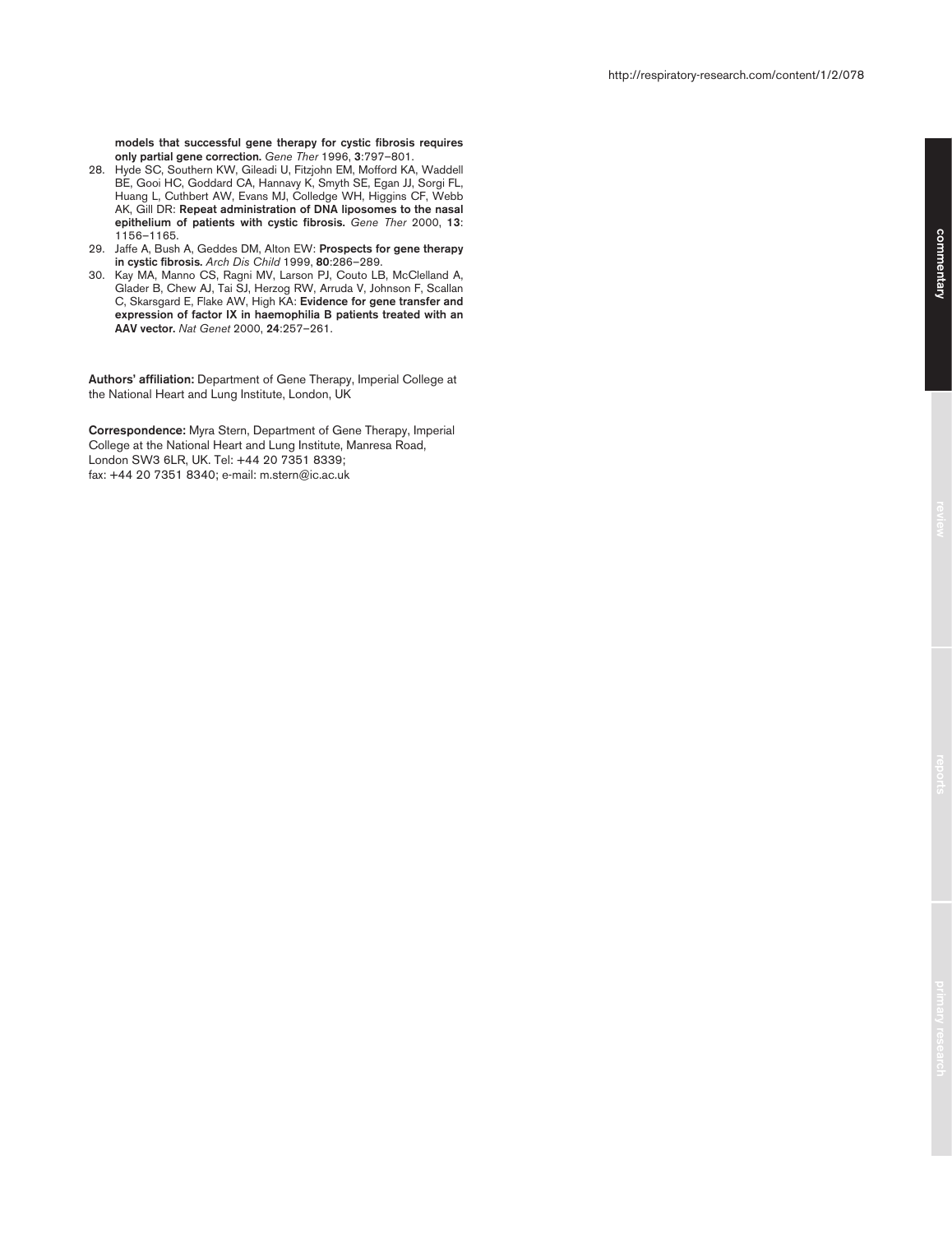models that successful gene therapy for cystic fibrosis requires only partial gene correction. *Gene Ther* 1996, **3**:797–801.

28. Hyde SC, Southern KW, Gileadi U, Fitzjohn EM, Mofford KA, Waddell BE, Gooi HC, Goddard CA, Hannavy K, Smyth SE, Egan JJ, Sorgi FL, Huang L, Cuthbert AW, Evans MJ, Colledge WH, Higgins CF, Webb AK, Gill DR: **Repeat administration of DNA liposomes to the nasal epithelium of patients with cystic fibrosis.** *Gene Ther* 2000, **13**: 1156–1165.
29. Jaffe A, Bush A, Geddes DM, Alton EW: **Prospects for gene therapy in cystic fibrosis.** *Arch Dis Child* 1999, **80**:286–289.
30. Kay MA, Manno CS, Ragni MV, Larson PJ, Couto LB, McClelland A, Glader B, Chew AJ, Tai SJ, Herzog RW, Arruda V, Johnson F, Scallan C, Skarsgard E, Flake AW, High KA: **Evidence for gene transfer and expression of factor IX in haemophilia B patients treated with an AAV vector.** *Nat Genet* 2000, **24**:257–261.

**Authors' affiliation:** Department of Gene Therapy, Imperial College at the National Heart and Lung Institute, London, UK

**Correspondence:** Myra Stern, Department of Gene Therapy, Imperial College at the National Heart and Lung Institute, Manresa Road, London SW3 6LR, UK. Tel: +44 20 7351 8339; fax: +44 20 7351 8340; e-mail: m.stern@ic.ac.uk